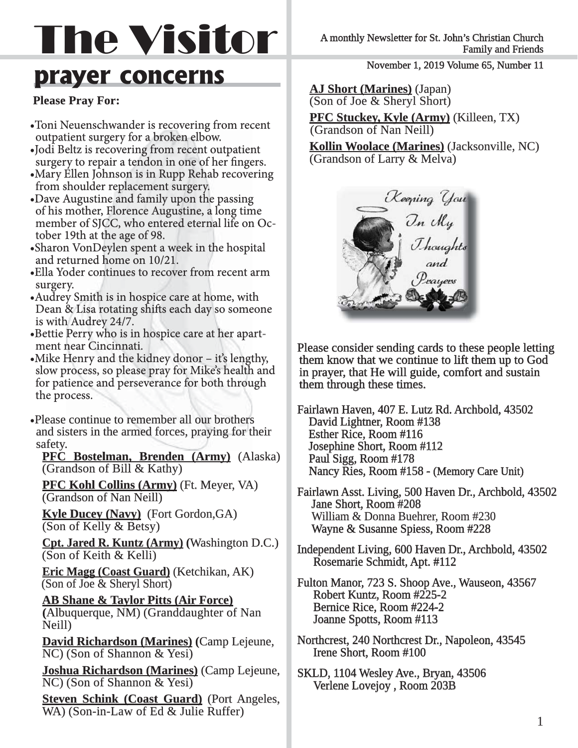# The Visitor

A monthly Newsletter for St. John's Christian Church Family and Friends

November 1, 2019 Volume 65, Number 11

## prayer concerns

**Please Pray For:**

- Toni Neuenschwander is recovering from recent outpatient surgery for a broken elbow.
- Jodi Beltz is recovering from recent outpatient surgery to repair a tendon in one of her fingers.
- Mary Ellen Johnson is in Rupp Rehab recovering from shoulder replacement surgery.
- Dave Augustine and family upon the passing of his mother, Florence Augustine, a long time member of SJCC, who entered eternal life on October 19th at the age of 98.
- Sharon VonDeylen spent a week in the hospital and returned home on 10/21.
- Ella Yoder continues to recover from recent arm surgery.
- Audrey Smith is in hospice care at home, with Dean & Lisa rotating shifts each day so someone is with Audrey 24/7.
- Bettie Perry who is in hospice care at her apartment near Cincinnati.
- Mike Henry and the kidney donor – it's lengthy, slow process, so please pray for Mike's health and for patience and perseverance for both through the process.

- Please continue to remember all our brothers and sisters in the armed forces, praying for their safety.

  **PFC Bostelman, Brenden (Army)** (Alaska) (Grandson of Bill & Kathy)

  **PFC Kohl Collins (Army)** (Ft. Meyer, VA) (Grandson of Nan Neill)

  **Kyle Ducey (Navy)** (Fort Gordon,GA) (Son of Kelly & Betsy)

  **Cpt. Jared R. Kuntz (Army)** (Washington D.C.) (Son of Keith & Kelli)

  **Eric Magg (Coast Guard)** (Ketchikan, AK) (Son of Joe & Sheryl Short)

  **AB Shane & Taylor Pitts (Air Force)** (Albuquerque, NM) (Granddaughter of Nan Neill)

  **David Richardson (Marines)** (Camp Lejeune, NC) (Son of Shannon & Yesi)

  **Joshua Richardson (Marines)** (Camp Lejeune, NC) (Son of Shannon & Yesi)

  **Steven Schink (Coast Guard)** (Port Angeles, WA) (Son-in-Law of Ed & Julie Ruffer)

  **AJ Short (Marines)** (Japan) (Son of Joe & Sheryl Short)

  **PFC Stuckey, Kyle (Army)** (Killeen, TX) (Grandson of Nan Neill)

  **Kollin Woolace (Marines)** (Jacksonville, NC) (Grandson of Larry & Melva)

Please consider sending cards to these people letting them know that we continue to lift them up to God in prayer, that He will guide, comfort and sustain them through these times.

Fairlawn Haven, 407 E. Lutz Rd. Archbold, 43502
- David Lightner, Room #138
- Esther Rice, Room #116
- Josephine Short, Room #112
- Paul Sigg, Room #178
- Nancy Ries, Room #158 - (Memory Care Unit)

Fairlawn Asst. Living, 500 Haven Dr., Archbold, 43502
- Jane Short, Room #208
- William & Donna Buehrer, Room #230
- Wayne & Susanne Spiess, Room #228

Independent Living, 600 Haven Dr., Archbold, 43502
- Rosemarie Schmidt, Apt. #112

Fulton Manor, 723 S. Shoop Ave., Wauseon, 43567
- Robert Kuntz, Room #225-2
- Bernice Rice, Room #224-2
- Joanne Spotts, Room #113

Northcrest, 240 Northcrest Dr., Napoleon, 43545
- Irene Short, Room #100

SKLD, 1104 Wesley Ave., Bryan, 43506
- Verlene Lovejoy , Room 203B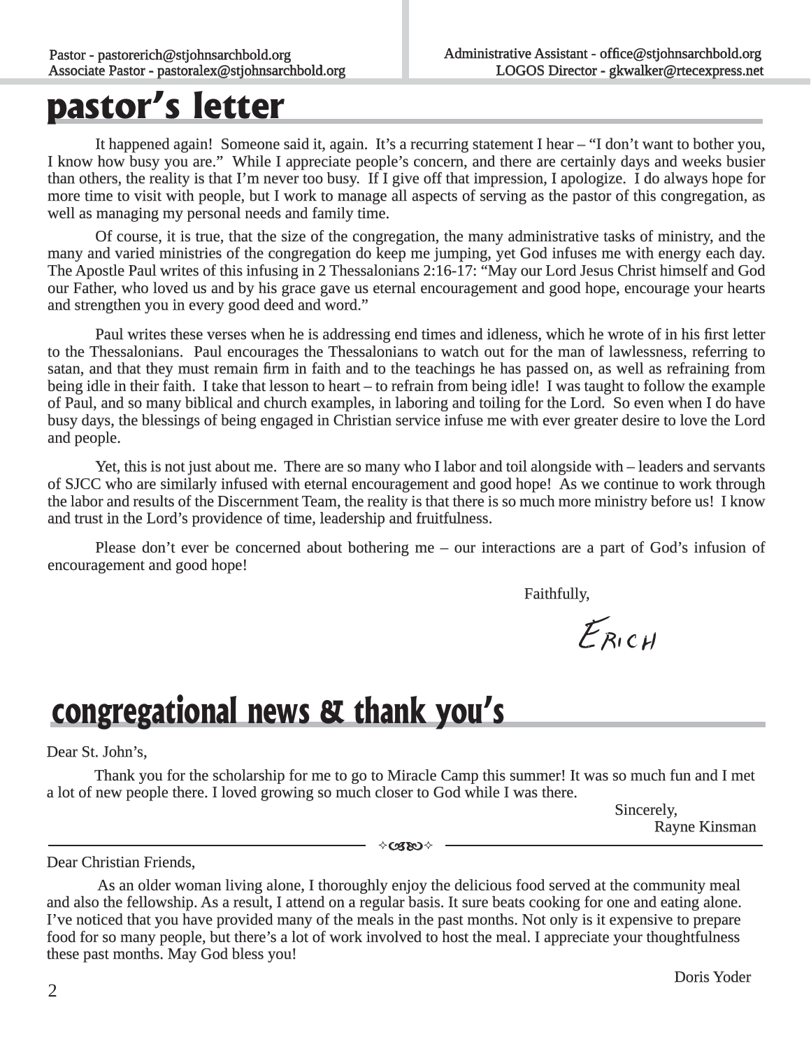Pastor - pastorerich@stjohnsarchbold.org
Associate Pastor - pastoralex@stjohnsarchbold.org

Administrative Assistant - office@stjohnsarchbold.org
LOGOS Director - gkwalker@rtecexpress.net

# pastor's letter

It happened again! Someone said it, again. It's a recurring statement I hear – "I don't want to bother you, I know how busy you are." While I appreciate people's concern, and there are certainly days and weeks busier than others, the reality is that I'm never too busy. If I give off that impression, I apologize. I do always hope for more time to visit with people, but I work to manage all aspects of serving as the pastor of this congregation, as well as managing my personal needs and family time.

Of course, it is true, that the size of the congregation, the many administrative tasks of ministry, and the many and varied ministries of the congregation do keep me jumping, yet God infuses me with energy each day. The Apostle Paul writes of this infusing in 2 Thessalonians 2:16-17: "May our Lord Jesus Christ himself and God our Father, who loved us and by his grace gave us eternal encouragement and good hope, encourage your hearts and strengthen you in every good deed and word."

Paul writes these verses when he is addressing end times and idleness, which he wrote of in his first letter to the Thessalonians. Paul encourages the Thessalonians to watch out for the man of lawlessness, referring to satan, and that they must remain firm in faith and to the teachings he has passed on, as well as refraining from being idle in their faith. I take that lesson to heart – to refrain from being idle! I was taught to follow the example of Paul, and so many biblical and church examples, in laboring and toiling for the Lord. So even when I do have busy days, the blessings of being engaged in Christian service infuse me with ever greater desire to love the Lord and people.

Yet, this is not just about me. There are so many who I labor and toil alongside with – leaders and servants of SJCC who are similarly infused with eternal encouragement and good hope! As we continue to work through the labor and results of the Discernment Team, the reality is that there is so much more ministry before us! I know and trust in the Lord's providence of time, leadership and fruitfulness.

Please don't ever be concerned about bothering me – our interactions are a part of God's infusion of encouragement and good hope!

Faithfully,

Erich

# congregational news & thank you's

Dear St. John's,

Thank you for the scholarship for me to go to Miracle Camp this summer! It was so much fun and I met a lot of new people there. I loved growing so much closer to God while I was there.

Sincerely,
Rayne Kinsman

---

Dear Christian Friends,

As an older woman living alone, I thoroughly enjoy the delicious food served at the community meal and also the fellowship. As a result, I attend on a regular basis. It sure beats cooking for one and eating alone. I've noticed that you have provided many of the meals in the past months. Not only is it expensive to prepare food for so many people, but there's a lot of work involved to host the meal. I appreciate your thoughtfulness these past months. May God bless you!

Doris Yoder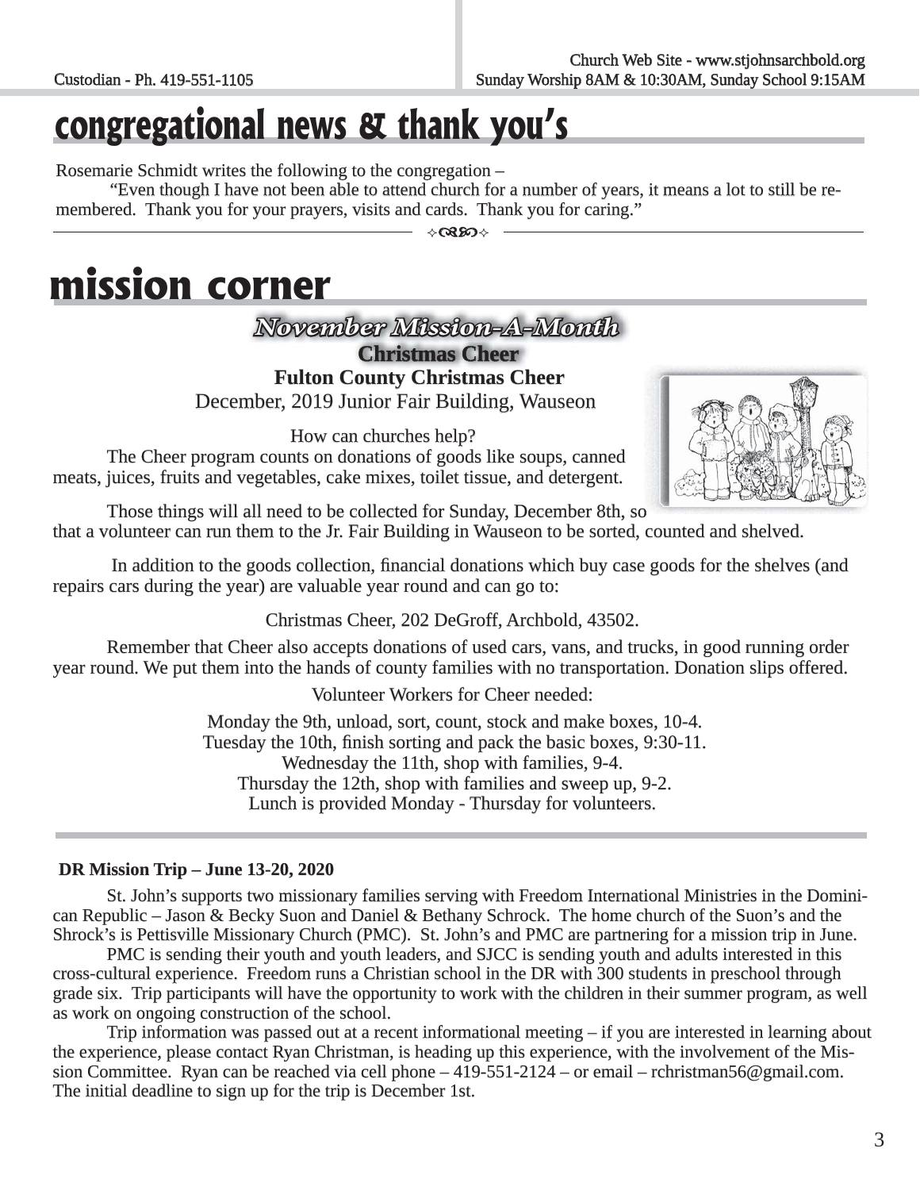# congregational news & thank you's

Rosemarie Schmidt writes the following to the congregation –

"Even though I have not been able to attend church for a number of years, it means a lot to still be remembered. Thank you for your prayers, visits and cards. Thank you for caring."

---

# mission corner

## *November Mission-A-Month*

### Christmas Cheer

**Fulton County Christmas Cheer**

December, 2019 Junior Fair Building, Wauseon

How can churches help?

The Cheer program counts on donations of goods like soups, canned meats, juices, fruits and vegetables, cake mixes, toilet tissue, and detergent.

Those things will all need to be collected for Sunday, December 8th, so that a volunteer can run them to the Jr. Fair Building in Wauseon to be sorted, counted and shelved.

In addition to the goods collection, financial donations which buy case goods for the shelves (and repairs cars during the year) are valuable year round and can go to:

Christmas Cheer, 202 DeGroff, Archbold, 43502.

Remember that Cheer also accepts donations of used cars, vans, and trucks, in good running order year round. We put them into the hands of county families with no transportation. Donation slips offered.

Volunteer Workers for Cheer needed:

Monday the 9th, unload, sort, count, stock and make boxes, 10-4.
Tuesday the 10th, finish sorting and pack the basic boxes, 9:30-11.
Wednesday the 11th, shop with families, 9-4.
Thursday the 12th, shop with families and sweep up, 9-2.
Lunch is provided Monday - Thursday for volunteers.

---

**DR Mission Trip – June 13-20, 2020**

St. John's supports two missionary families serving with Freedom International Ministries in the Dominican Republic – Jason & Becky Suon and Daniel & Bethany Schrock. The home church of the Suon's and the Shrock's is Pettisville Missionary Church (PMC). St. John's and PMC are partnering for a mission trip in June.

PMC is sending their youth and youth leaders, and SJCC is sending youth and adults interested in this cross-cultural experience. Freedom runs a Christian school in the DR with 300 students in preschool through grade six. Trip participants will have the opportunity to work with the children in their summer program, as well as work on ongoing construction of the school.

Trip information was passed out at a recent informational meeting – if you are interested in learning about the experience, please contact Ryan Christman, is heading up this experience, with the involvement of the Mission Committee. Ryan can be reached via cell phone – 419-551-2124 – or email – rchristman56@gmail.com. The initial deadline to sign up for the trip is December 1st.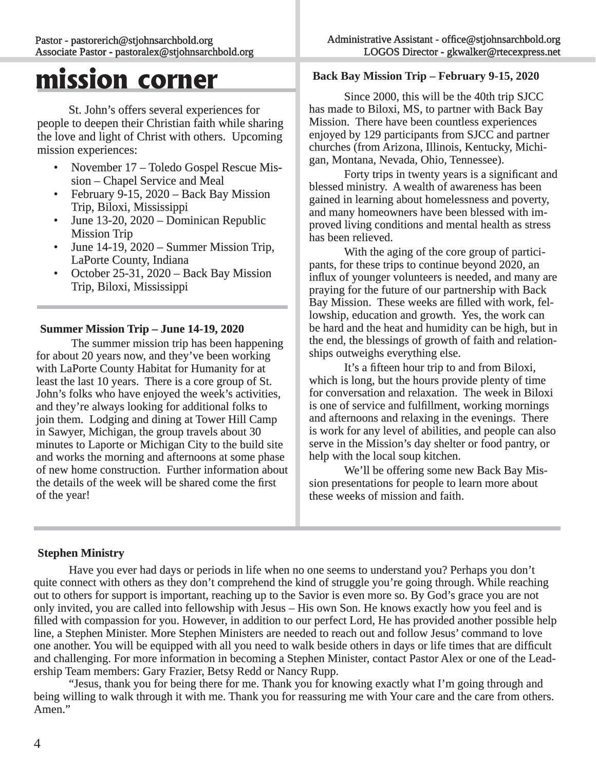Pastor - pastorerich@stjohnsarchbold.org
Associate Pastor - pastoralex@stjohnsarchbold.org

Administrative Assistant - office@stjohnsarchbold.org
LOGOS Director - gkwalker@rtecexpress.net

# mission corner

St. John's offers several experiences for people to deepen their Christian faith while sharing the love and light of Christ with others. Upcoming mission experiences:

- November 17 – Toledo Gospel Rescue Mission – Chapel Service and Meal
- February 9-15, 2020 – Back Bay Mission Trip, Biloxi, Mississippi
- June 13-20, 2020 – Dominican Republic Mission Trip
- June 14-19, 2020 – Summer Mission Trip, LaPorte County, Indiana
- October 25-31, 2020 – Back Bay Mission Trip, Biloxi, Mississippi

**Summer Mission Trip – June 14-19, 2020**

The summer mission trip has been happening for about 20 years now, and they've been working with LaPorte County Habitat for Humanity for at least the last 10 years. There is a core group of St. John's folks who have enjoyed the week's activities, and they're always looking for additional folks to join them. Lodging and dining at Tower Hill Camp in Sawyer, Michigan, the group travels about 30 minutes to Laporte or Michigan City to the build site and works the morning and afternoons at some phase of new home construction. Further information about the details of the week will be shared come the first of the year!

**Back Bay Mission Trip – February 9-15, 2020**

Since 2000, this will be the 40th trip SJCC has made to Biloxi, MS, to partner with Back Bay Mission. There have been countless experiences enjoyed by 129 participants from SJCC and partner churches (from Arizona, Illinois, Kentucky, Michigan, Montana, Nevada, Ohio, Tennessee).

Forty trips in twenty years is a significant and blessed ministry. A wealth of awareness has been gained in learning about homelessness and poverty, and many homeowners have been blessed with improved living conditions and mental health as stress has been relieved.

With the aging of the core group of participants, for these trips to continue beyond 2020, an influx of younger volunteers is needed, and many are praying for the future of our partnership with Back Bay Mission. These weeks are filled with work, fellowship, education and growth. Yes, the work can be hard and the heat and humidity can be high, but in the end, the blessings of growth of faith and relationships outweighs everything else.

It's a fifteen hour trip to and from Biloxi, which is long, but the hours provide plenty of time for conversation and relaxation. The week in Biloxi is one of service and fulfillment, working mornings and afternoons and relaxing in the evenings. There is work for any level of abilities, and people can also serve in the Mission's day shelter or food pantry, or help with the local soup kitchen.

We'll be offering some new Back Bay Mission presentations for people to learn more about these weeks of mission and faith.

**Stephen Ministry**

Have you ever had days or periods in life when no one seems to understand you? Perhaps you don't quite connect with others as they don't comprehend the kind of struggle you're going through. While reaching out to others for support is important, reaching up to the Savior is even more so. By God's grace you are not only invited, you are called into fellowship with Jesus – His own Son. He knows exactly how you feel and is filled with compassion for you. However, in addition to our perfect Lord, He has provided another possible help line, a Stephen Minister. More Stephen Ministers are needed to reach out and follow Jesus' command to love one another. You will be equipped with all you need to walk beside others in days or life times that are difficult and challenging. For more information in becoming a Stephen Minister, contact Pastor Alex or one of the Leadership Team members: Gary Frazier, Betsy Redd or Nancy Rupp.

"Jesus, thank you for being there for me. Thank you for knowing exactly what I'm going through and being willing to walk through it with me. Thank you for reassuring me with Your care and the care from others. Amen."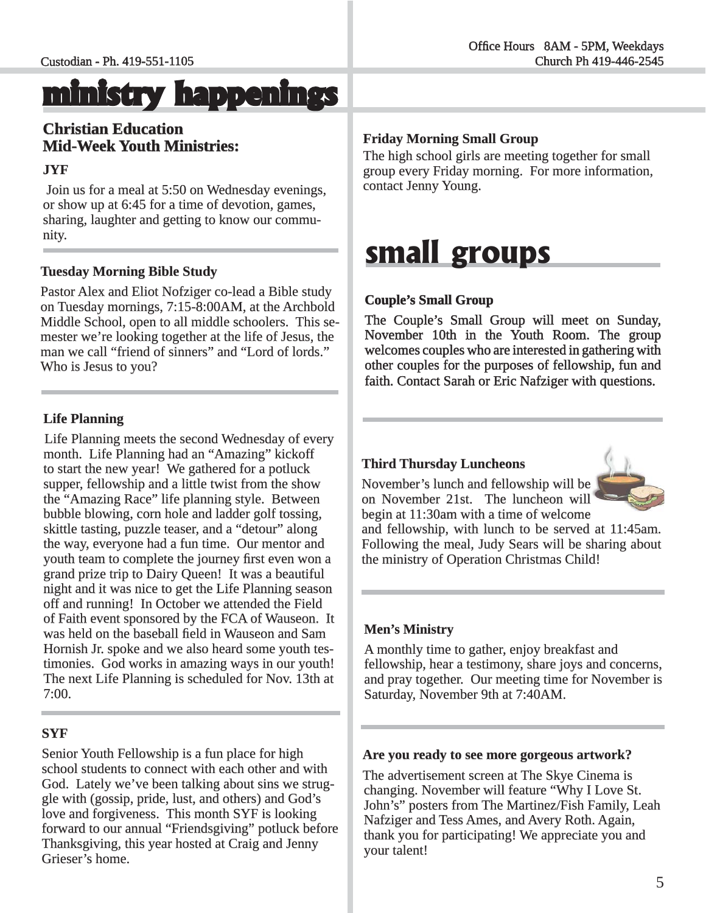Custodian - Ph. 419-551-1105

Office Hours 8AM - 5PM, Weekdays
Church Ph 419-446-2545

# ministry happenings

## Christian Education
## Mid-Week Youth Ministries:

### JYF

Join us for a meal at 5:50 on Wednesday evenings, or show up at 6:45 for a time of devotion, games, sharing, laughter and getting to know our community.

### Tuesday Morning Bible Study

Pastor Alex and Eliot Nofziger co-lead a Bible study on Tuesday mornings, 7:15-8:00AM, at the Archbold Middle School, open to all middle schoolers. This semester we're looking together at the life of Jesus, the man we call "friend of sinners" and "Lord of lords." Who is Jesus to you?

### Life Planning

Life Planning meets the second Wednesday of every month. Life Planning had an "Amazing" kickoff to start the new year! We gathered for a potluck supper, fellowship and a little twist from the show the "Amazing Race" life planning style. Between bubble blowing, corn hole and ladder golf tossing, skittle tasting, puzzle teaser, and a "detour" along the way, everyone had a fun time. Our mentor and youth team to complete the journey first even won a grand prize trip to Dairy Queen! It was a beautiful night and it was nice to get the Life Planning season off and running! In October we attended the Field of Faith event sponsored by the FCA of Wauseon. It was held on the baseball field in Wauseon and Sam Hornish Jr. spoke and we also heard some youth testimonies. God works in amazing ways in our youth! The next Life Planning is scheduled for Nov. 13th at 7:00.

### SYF

Senior Youth Fellowship is a fun place for high school students to connect with each other and with God. Lately we've been talking about sins we struggle with (gossip, pride, lust, and others) and God's love and forgiveness. This month SYF is looking forward to our annual "Friendsgiving" potluck before Thanksgiving, this year hosted at Craig and Jenny Grieser's home.

### Friday Morning Small Group

The high school girls are meeting together for small group every Friday morning. For more information, contact Jenny Young.

# small groups

### Couple's Small Group

The Couple's Small Group will meet on Sunday, November 10th in the Youth Room. The group welcomes couples who are interested in gathering with other couples for the purposes of fellowship, fun and faith. Contact Sarah or Eric Nafziger with questions.

### Third Thursday Luncheons

November's lunch and fellowship will be on November 21st. The luncheon will begin at 11:30am with a time of welcome and fellowship, with lunch to be served at 11:45am. Following the meal, Judy Sears will be sharing about the ministry of Operation Christmas Child!

### Men's Ministry

A monthly time to gather, enjoy breakfast and fellowship, hear a testimony, share joys and concerns, and pray together. Our meeting time for November is Saturday, November 9th at 7:40AM.

### Are you ready to see more gorgeous artwork?

The advertisement screen at The Skye Cinema is changing. November will feature "Why I Love St. John's" posters from The Martinez/Fish Family, Leah Nafziger and Tess Ames, and Avery Roth. Again, thank you for participating! We appreciate you and your talent!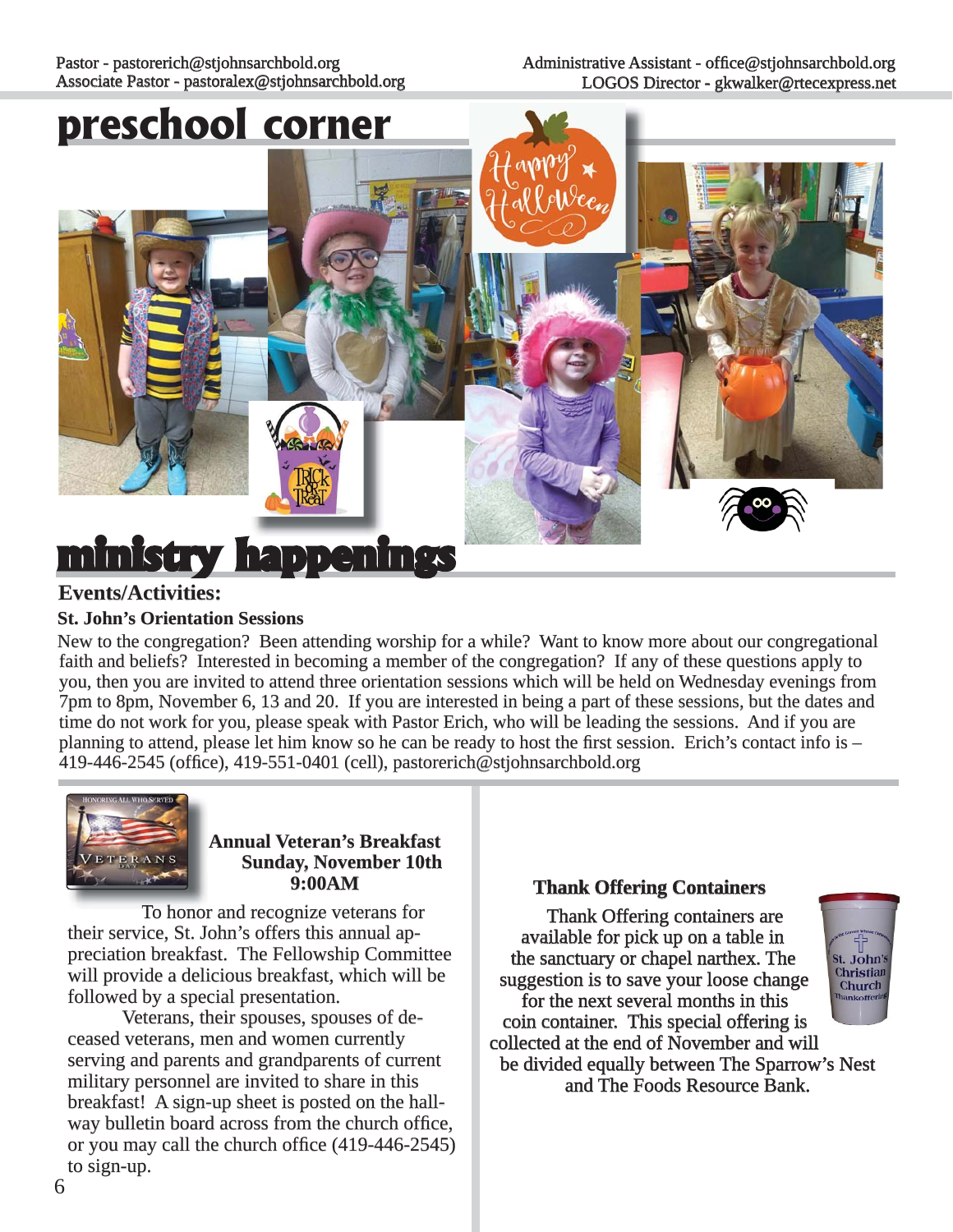# preschool corner

# ministry happenings

## Events/Activities:

### St. John's Orientation Sessions

New to the congregation? Been attending worship for a while? Want to know more about our congregational faith and beliefs? Interested in becoming a member of the congregation? If any of these questions apply to you, then you are invited to attend three orientation sessions which will be held on Wednesday evenings from 7pm to 8pm, November 6, 13 and 20. If you are interested in being a part of these sessions, but the dates and time do not work for you, please speak with Pastor Erich, who will be leading the sessions. And if you are planning to attend, please let him know so he can be ready to host the first session. Erich's contact info is – 419-446-2545 (office), 419-551-0401 (cell), pastorerich@stjohnsarchbold.org

### Annual Veteran's Breakfast
**Sunday, November 10th**
**9:00AM**

To honor and recognize veterans for their service, St. John's offers this annual appreciation breakfast. The Fellowship Committee will provide a delicious breakfast, which will be followed by a special presentation.

Veterans, their spouses, spouses of deceased veterans, men and women currently serving and parents and grandparents of current military personnel are invited to share in this breakfast! A sign-up sheet is posted on the hallway bulletin board across from the church office, or you may call the church office (419-446-2545) to sign-up.

### Thank Offering Containers

Thank Offering containers are available for pick up on a table in the sanctuary or chapel narthex. The suggestion is to save your loose change for the next several months in this coin container. This special offering is collected at the end of November and will be divided equally between The Sparrow's Nest and The Foods Resource Bank.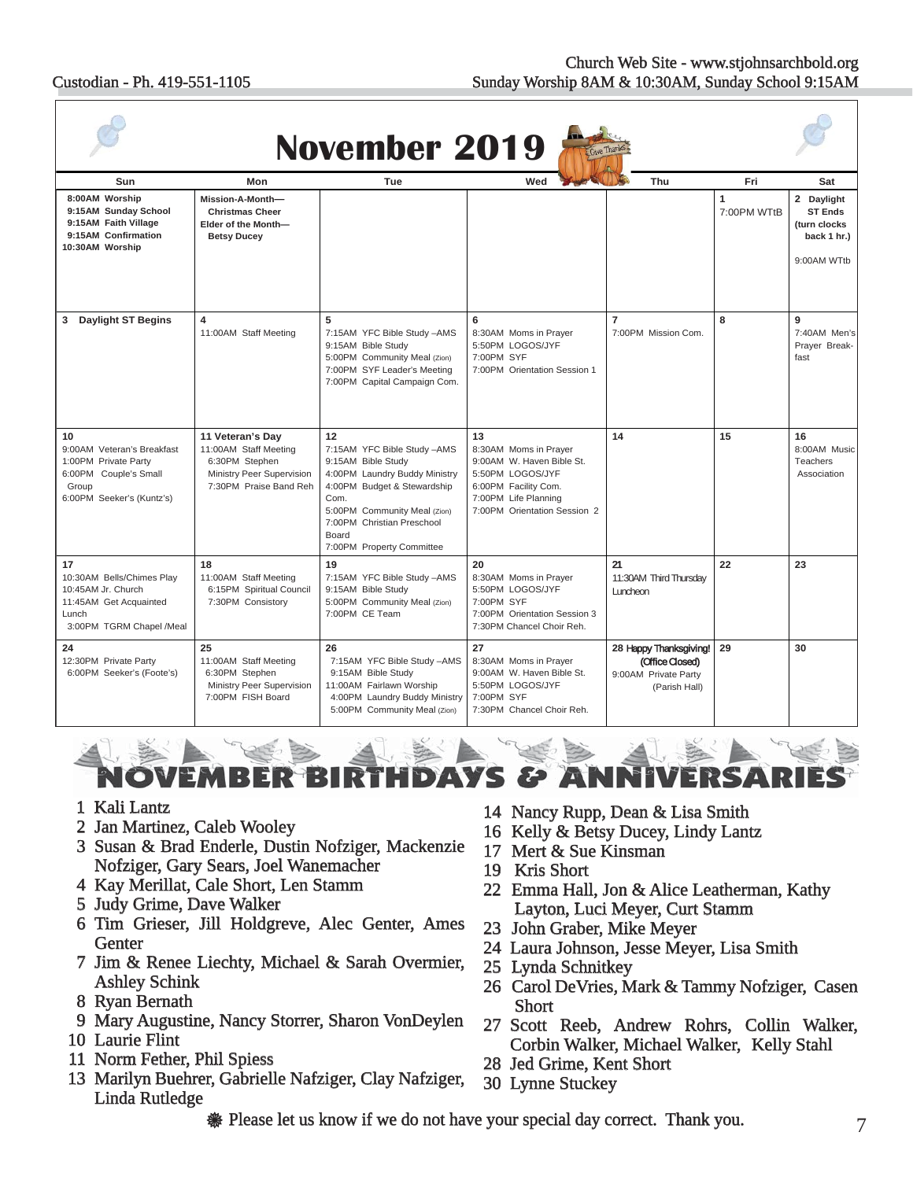Church Web Site - www.stjohnsarchbold.org

Custodian - Ph. 419-551-1105

Sunday Worship 8AM & 10:30AM, Sunday School 9:15AM

# November 2019

| Sun | Mon | Tue | Wed | Thu | Fri | Sat |
|---|---|---|---|---|---|---|
| **8:00AM Worship**<br>**9:15AM Sunday School**<br>**9:15AM Faith Village**<br>**9:15AM Confirmation**<br>**10:30AM Worship** | **Mission-A-Month— Christmas Cheer**<br>**Elder of the Month— Betsy Ducey** | | | | **1**<br>7:00PM WTtB | **2 Daylight ST Ends (turn clocks back 1 hr.)**<br>9:00AM WTtb |
| **3 Daylight ST Begins** | **4**<br>11:00AM Staff Meeting | **5**<br>7:15AM YFC Bible Study –AMS<br>9:15AM Bible Study<br>5:00PM Community Meal (Zion)<br>7:00PM SYF Leader's Meeting<br>7:00PM Capital Campaign Com. | **6**<br>8:30AM Moms in Prayer<br>5:50PM LOGOS/JYF<br>7:00PM SYF<br>7:00PM Orientation Session 1 | **7**<br>7:00PM Mission Com. | **8** | **9**<br>7:40AM Men's Prayer Break-fast |
| **10**<br>9:00AM Veteran's Breakfast<br>1:00PM Private Party<br>6:00PM Couple's Small Group<br>6:00PM Seeker's (Kuntz's) | **11 Veteran's Day**<br>11:00AM Staff Meeting<br>6:30PM Stephen Ministry Peer Supervision<br>7:30PM Praise Band Reh | **12**<br>7:15AM YFC Bible Study –AMS<br>9:15AM Bible Study<br>4:00PM Laundry Buddy Ministry<br>4:00PM Budget & Stewardship Com.<br>5:00PM Community Meal (Zion)<br>7:00PM Christian Preschool Board<br>7:00PM Property Committee | **13**<br>8:30AM Moms in Prayer<br>9:00AM W. Haven Bible St.<br>5:50PM LOGOS/JYF<br>6:00PM Facility Com.<br>7:00PM Life Planning<br>7:00PM Orientation Session 2 | **14** | **15** | **16**<br>8:00AM Music Teachers Association |
| **17**<br>10:30AM Bells/Chimes Play<br>10:45AM Jr. Church<br>11:45AM Get Acquainted Lunch<br>3:00PM TGRM Chapel /Meal | **18**<br>11:00AM Staff Meeting<br>6:15PM Spiritual Council<br>7:30PM Consistory | **19**<br>7:15AM YFC Bible Study –AMS<br>9:15AM Bible Study<br>5:00PM Community Meal (Zion)<br>7:00PM CE Team | **20**<br>8:30AM Moms in Prayer<br>5:50PM LOGOS/JYF<br>7:00PM SYF<br>7:00PM Orientation Session 3<br>7:30PM Chancel Choir Reh. | **21**<br>11:30AM Third Thursday Luncheon | **22** | **23** |
| **24**<br>12:30PM Private Party<br>6:00PM Seeker's (Foote's) | **25**<br>11:00AM Staff Meeting<br>6:30PM Stephen Ministry Peer Supervision<br>7:00PM FISH Board | **26**<br>7:15AM YFC Bible Study –AMS<br>9:15AM Bible Study<br>11:00AM Fairlawn Worship<br>4:00PM Laundry Buddy Ministry<br>5:00PM Community Meal (Zion) | **27**<br>8:30AM Moms in Prayer<br>9:00AM W. Haven Bible St.<br>5:50PM LOGOS/JYF<br>7:00PM SYF<br>7:30PM Chancel Choir Reh. | **28 Happy Thanksgiving! (Office Closed)**<br>9:00AM Private Party (Parish Hall) | **29** | **30** |

# NOVEMBER BIRTHDAYS & ANNIVERSARIES

1 Kali Lantz
2 Jan Martinez, Caleb Wooley
3 Susan & Brad Enderle, Dustin Nofziger, Mackenzie Nofziger, Gary Sears, Joel Wanemacher
4 Kay Merillat, Cale Short, Len Stamm
5 Judy Grime, Dave Walker
6 Tim Grieser, Jill Holdgreve, Alec Genter, Ames Genter
7 Jim & Renee Liechty, Michael & Sarah Overmier, Ashley Schink
8 Ryan Bernath
9 Mary Augustine, Nancy Storrer, Sharon VonDeylen
10 Laurie Flint
11 Norm Fether, Phil Spiess
13 Marilyn Buehrer, Gabrielle Nafziger, Clay Nafziger, Linda Rutledge
14 Nancy Rupp, Dean & Lisa Smith
16 Kelly & Betsy Ducey, Lindy Lantz
17 Mert & Sue Kinsman
19 Kris Short
22 Emma Hall, Jon & Alice Leatherman, Kathy Layton, Luci Meyer, Curt Stamm
23 John Graber, Mike Meyer
24 Laura Johnson, Jesse Meyer, Lisa Smith
25 Lynda Schnitkey
26 Carol DeVries, Mark & Tammy Nofziger, Casen Short
27 Scott Reeb, Andrew Rohrs, Collin Walker, Corbin Walker, Michael Walker, Kelly Stahl
28 Jed Grime, Kent Short
30 Lynne Stuckey

❅ Please let us know if we do not have your special day correct. Thank you.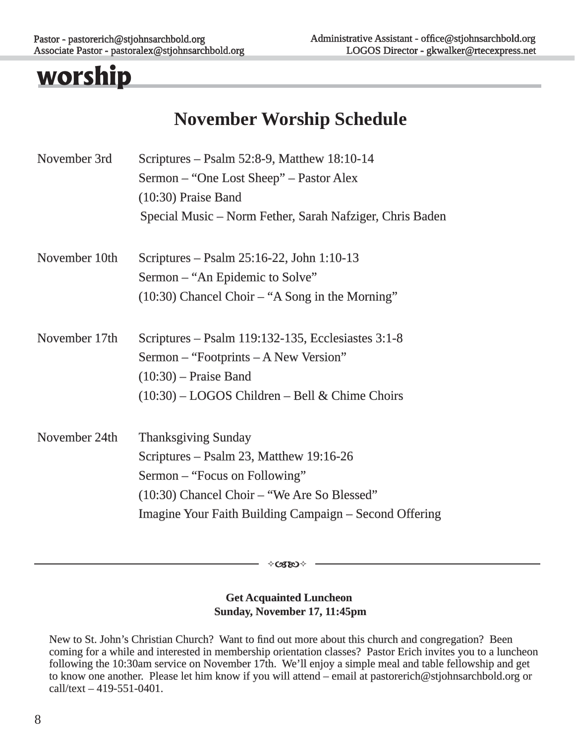# worship

## November Worship Schedule

**November 3rd**
Scriptures – Psalm 52:8-9, Matthew 18:10-14
Sermon – "One Lost Sheep" – Pastor Alex
(10:30) Praise Band
Special Music – Norm Fether, Sarah Nafziger, Chris Baden

**November 10th**
Scriptures – Psalm 25:16-22, John 1:10-13
Sermon – "An Epidemic to Solve"
(10:30) Chancel Choir – "A Song in the Morning"

**November 17th**
Scriptures – Psalm 119:132-135, Ecclesiastes 3:1-8
Sermon – "Footprints – A New Version"
(10:30) – Praise Band
(10:30) – LOGOS Children – Bell & Chime Choirs

**November 24th**
Thanksgiving Sunday
Scriptures – Psalm 23, Matthew 19:16-26
Sermon – "Focus on Following"
(10:30) Chancel Choir – "We Are So Blessed"
Imagine Your Faith Building Campaign – Second Offering

---

**Get Acquainted Luncheon**
**Sunday, November 17, 11:45pm**

New to St. John's Christian Church? Want to find out more about this church and congregation? Been coming for a while and interested in membership orientation classes? Pastor Erich invites you to a luncheon following the 10:30am service on November 17th. We'll enjoy a simple meal and table fellowship and get to know one another. Please let him know if you will attend – email at pastorerich@stjohnsarchbold.org or call/text – 419-551-0401.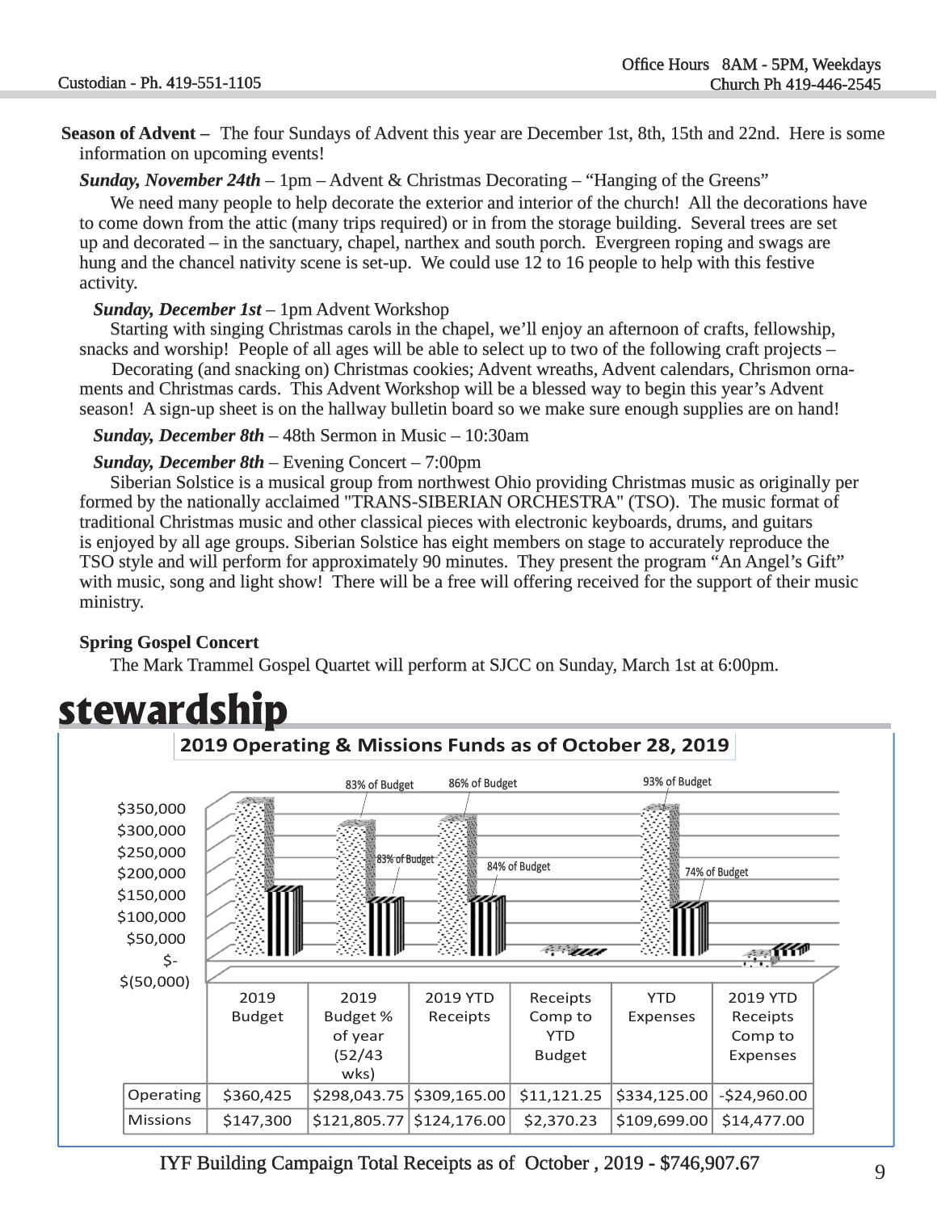**Season of Advent –** The four Sundays of Advent this year are December 1st, 8th, 15th and 22nd. Here is some information on upcoming events!

***Sunday, November 24th*** – 1pm – Advent & Christmas Decorating – "Hanging of the Greens"

We need many people to help decorate the exterior and interior of the church! All the decorations have to come down from the attic (many trips required) or in from the storage building. Several trees are set up and decorated – in the sanctuary, chapel, narthex and south porch. Evergreen roping and swags are hung and the chancel nativity scene is set-up. We could use 12 to 16 people to help with this festive activity.

***Sunday, December 1st*** – 1pm Advent Workshop

Starting with singing Christmas carols in the chapel, we'll enjoy an afternoon of crafts, fellowship, snacks and worship! People of all ages will be able to select up to two of the following craft projects –

Decorating (and snacking on) Christmas cookies; Advent wreaths, Advent calendars, Chrismon ornaments and Christmas cards. This Advent Workshop will be a blessed way to begin this year's Advent season! A sign-up sheet is on the hallway bulletin board so we make sure enough supplies are on hand!

***Sunday, December 8th*** – 48th Sermon in Music – 10:30am

***Sunday, December 8th*** – Evening Concert – 7:00pm

Siberian Solstice is a musical group from northwest Ohio providing Christmas music as originally performed by the nationally acclaimed "TRANS-SIBERIAN ORCHESTRA" (TSO). The music format of traditional Christmas music and other classical pieces with electronic keyboards, drums, and guitars is enjoyed by all age groups. Siberian Solstice has eight members on stage to accurately reproduce the TSO style and will perform for approximately 90 minutes. They present the program "An Angel's Gift" with music, song and light show! There will be a free will offering received for the support of their music ministry.

**Spring Gospel Concert**

The Mark Trammel Gospel Quartet will perform at SJCC on Sunday, March 1st at 6:00pm.

# stewardship

**2019 Operating & Missions Funds as of October 28, 2019**

| | 2019 Budget | 2019 Budget % of year (52/43 wks) | 2019 YTD Receipts | Receipts Comp to YTD Budget | YTD Expenses | 2019 YTD Receipts Comp to Expenses |
|---|---|---|---|---|---|---|
| Operating | $360,425 | $298,043.75 | $309,165.00 | $11,121.25 | $334,125.00 | -$24,960.00 |
| Missions | $147,300 | $121,805.77 | $124,176.00 | $2,370.23 | $109,699.00 | $14,477.00 |

Chart labels: 83% of Budget; 86% of Budget; 93% of Budget; 83% of Budget; 84% of Budget; 74% of Budget

IYF Building Campaign Total Receipts as of October , 2019 - $746,907.67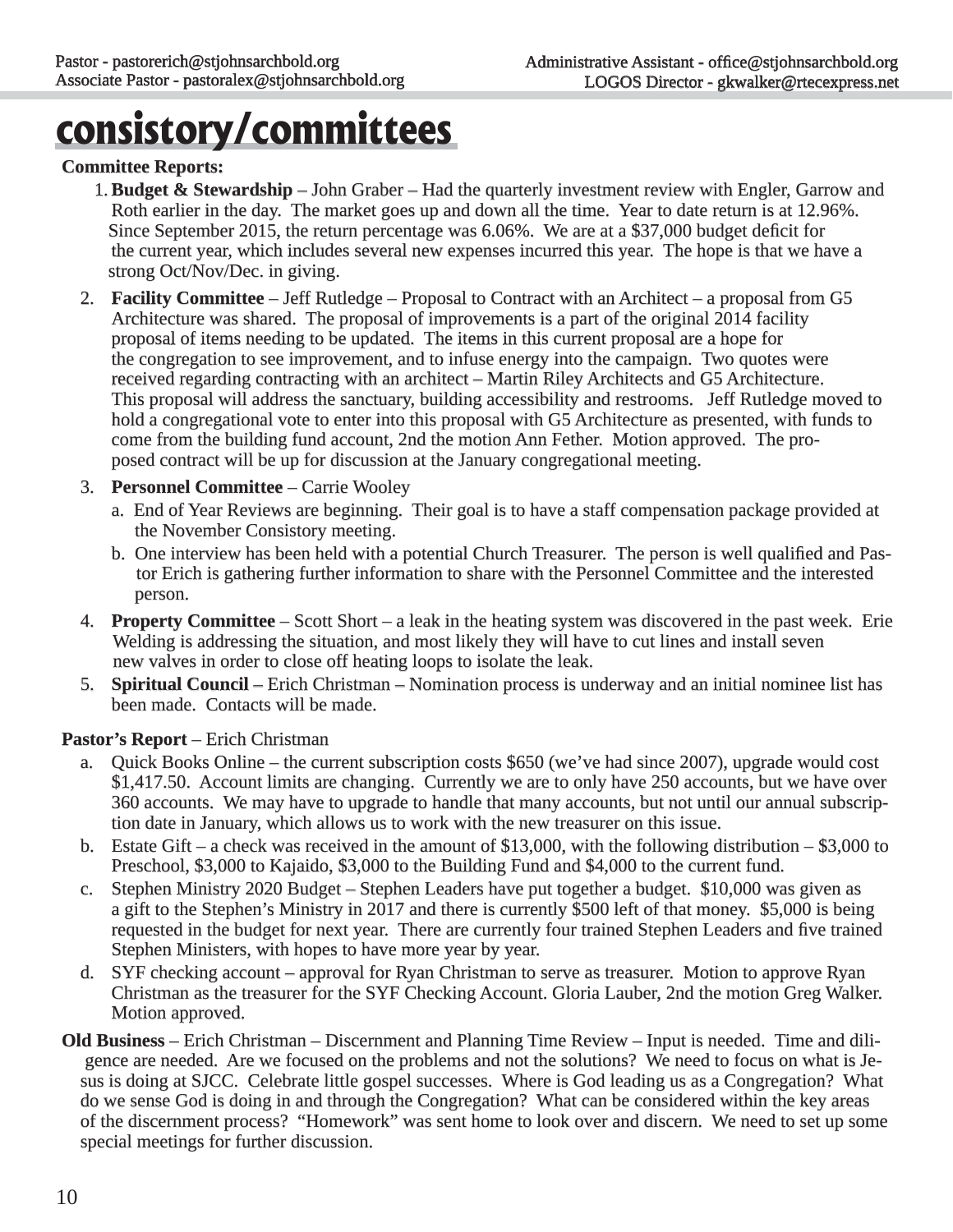# consistory/committees

**Committee Reports:**

1. **Budget & Stewardship** – John Graber – Had the quarterly investment review with Engler, Garrow and Roth earlier in the day. The market goes up and down all the time. Year to date return is at 12.96%. Since September 2015, the return percentage was 6.06%. We are at a $37,000 budget deficit for the current year, which includes several new expenses incurred this year. The hope is that we have a strong Oct/Nov/Dec. in giving.
2. **Facility Committee** – Jeff Rutledge – Proposal to Contract with an Architect – a proposal from G5 Architecture was shared. The proposal of improvements is a part of the original 2014 facility proposal of items needing to be updated. The items in this current proposal are a hope for the congregation to see improvement, and to infuse energy into the campaign. Two quotes were received regarding contracting with an architect – Martin Riley Architects and G5 Architecture. This proposal will address the sanctuary, building accessibility and restrooms. Jeff Rutledge moved to hold a congregational vote to enter into this proposal with G5 Architecture as presented, with funds to come from the building fund account, 2nd the motion Ann Fether. Motion approved. The proposed contract will be up for discussion at the January congregational meeting.
3. **Personnel Committee** – Carrie Wooley
   a. End of Year Reviews are beginning. Their goal is to have a staff compensation package provided at the November Consistory meeting.
   b. One interview has been held with a potential Church Treasurer. The person is well qualified and Pastor Erich is gathering further information to share with the Personnel Committee and the interested person.
4. **Property Committee** – Scott Short – a leak in the heating system was discovered in the past week. Erie Welding is addressing the situation, and most likely they will have to cut lines and install seven new valves in order to close off heating loops to isolate the leak.
5. **Spiritual Council** – Erich Christman – Nomination process is underway and an initial nominee list has been made. Contacts will be made.

**Pastor's Report** – Erich Christman

a. Quick Books Online – the current subscription costs $650 (we've had since 2007), upgrade would cost $1,417.50. Account limits are changing. Currently we are to only have 250 accounts, but we have over 360 accounts. We may have to upgrade to handle that many accounts, but not until our annual subscription date in January, which allows us to work with the new treasurer on this issue.
b. Estate Gift – a check was received in the amount of $13,000, with the following distribution – $3,000 to Preschool, $3,000 to Kajaido, $3,000 to the Building Fund and $4,000 to the current fund.
c. Stephen Ministry 2020 Budget – Stephen Leaders have put together a budget. $10,000 was given as a gift to the Stephen's Ministry in 2017 and there is currently $500 left of that money. $5,000 is being requested in the budget for next year. There are currently four trained Stephen Leaders and five trained Stephen Ministers, with hopes to have more year by year.
d. SYF checking account – approval for Ryan Christman to serve as treasurer. Motion to approve Ryan Christman as the treasurer for the SYF Checking Account. Gloria Lauber, 2nd the motion Greg Walker. Motion approved.

**Old Business** – Erich Christman – Discernment and Planning Time Review – Input is needed. Time and diligence are needed. Are we focused on the problems and not the solutions? We need to focus on what is Jesus is doing at SJCC. Celebrate little gospel successes. Where is God leading us as a Congregation? What do we sense God is doing in and through the Congregation? What can be considered within the key areas of the discernment process? "Homework" was sent home to look over and discern. We need to set up some special meetings for further discussion.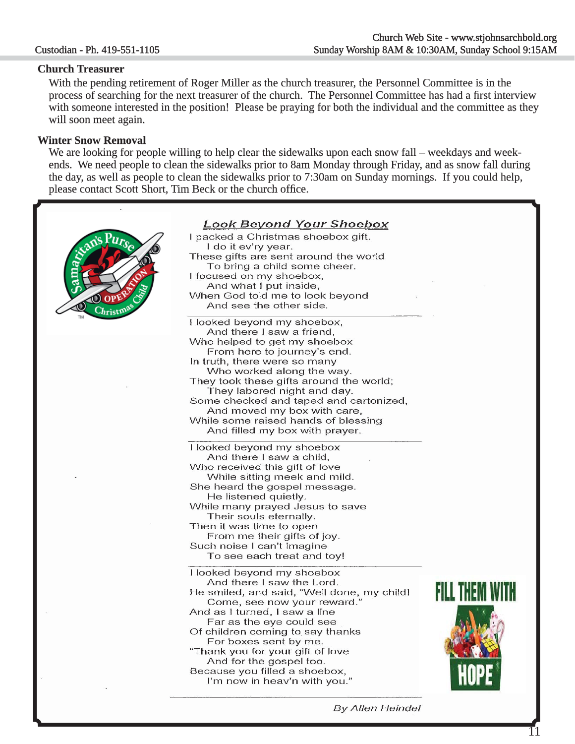## Church Treasurer

With the pending retirement of Roger Miller as the church treasurer, the Personnel Committee is in the process of searching for the next treasurer of the church. The Personnel Committee has had a first interview with someone interested in the position! Please be praying for both the individual and the committee as they will soon meet again.

## Winter Snow Removal

We are looking for people willing to help clear the sidewalks upon each snow fall – weekdays and week-ends. We need people to clean the sidewalks prior to 8am Monday through Friday, and as snow fall during the day, as well as people to clean the sidewalks prior to 7:30am on Sunday mornings. If you could help, please contact Scott Short, Tim Beck or the church office.

### Look Beyond Your Shoebox

I packed a Christmas shoebox gift.
  I do it ev'ry year.
These gifts are sent around the world
  To bring a child some cheer.
I focused on my shoebox,
  And what I put inside,
When God told me to look beyond
  And see the other side.

I looked beyond my shoebox,
  And there I saw a friend,
Who helped to get my shoebox
  From here to journey's end.
In truth, there were so many
  Who worked along the way.
They took these gifts around the world;
  They labored night and day.
Some checked and taped and cartonized,
  And moved my box with care,
While some raised hands of blessing
  And filled my box with prayer.

I looked beyond my shoebox
  And there I saw a child,
Who received this gift of love
  While sitting meek and mild.
She heard the gospel message.
  He listened quietly.
While many prayed Jesus to save
  Their souls eternally.
Then it was time to open
  From me their gifts of joy.
Such noise I can't imagine
  To see each treat and toy!

I looked beyond my shoebox
  And there I saw the Lord.
He smiled, and said, "Well done, my child!
  Come, see now your reward."
And as I turned, I saw a line
  Far as the eye could see
Of children coming to say thanks
  For boxes sent by me.
"Thank you for your gift of love
  And for the gospel too.
Because you filled a shoebox,
  I'm now in heav'n with you."

*By Allen Heindel*

FILL THEM WITH HOPE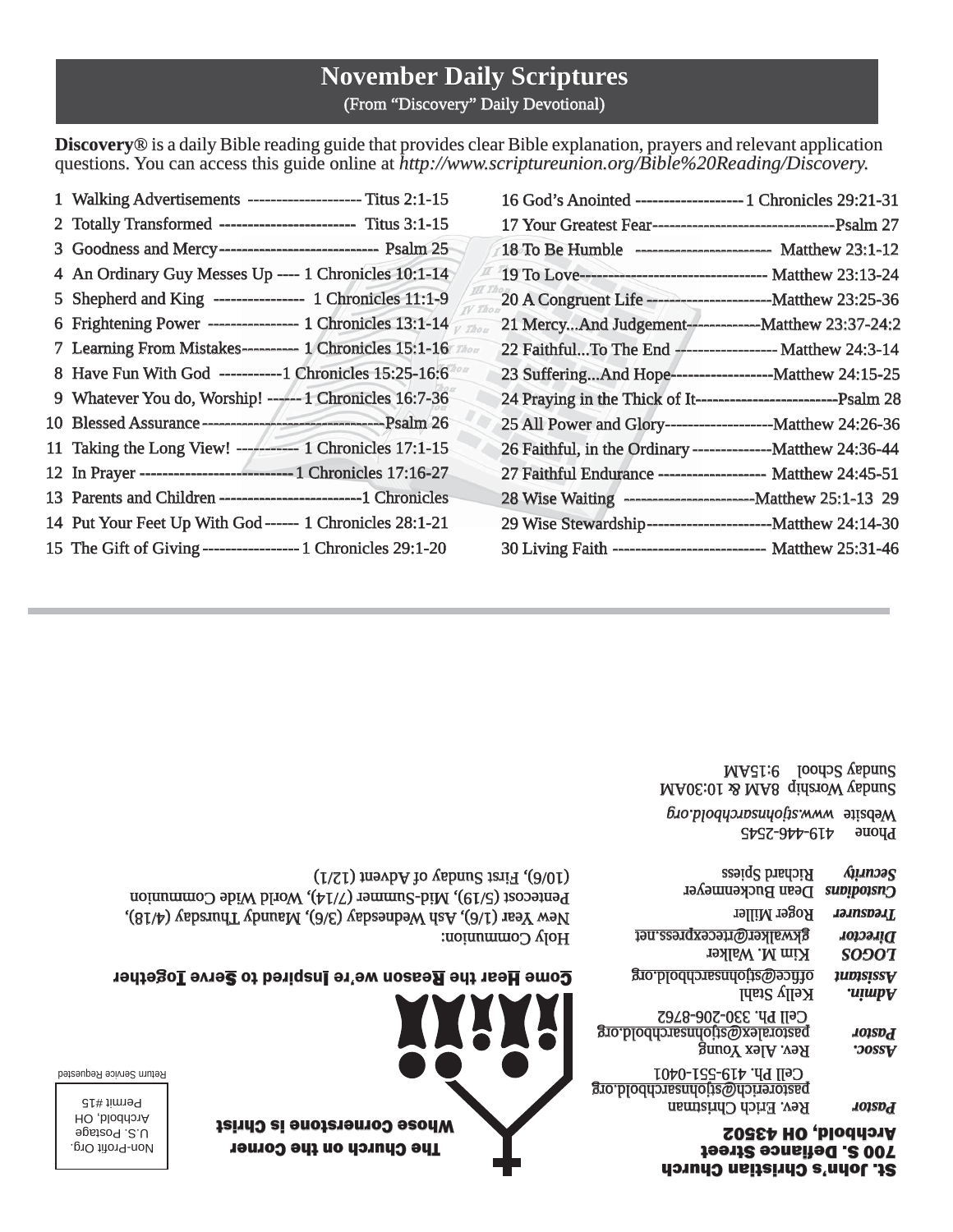# November Daily Scriptures

(From "Discovery" Daily Devotional)

**Discovery®** is a daily Bible reading guide that provides clear Bible explanation, prayers and relevant application questions. You can access this guide online at *http://www.scriptureunion.org/Bible%20Reading/Discovery.*

1 Walking Advertisements -------------------- Titus 2:1-15
2 Totally Transformed ------------------------ Titus 3:1-15
3 Goodness and Mercy---------------------------- Psalm 25
4 An Ordinary Guy Messes Up ---- 1 Chronicles 10:1-14
5 Shepherd and King ---------------- 1 Chronicles 11:1-9
6 Frightening Power ---------------- 1 Chronicles 13:1-14
7 Learning From Mistakes---------- 1 Chronicles 15:1-16
8 Have Fun With God -----------1 Chronicles 15:25-16:6
9 Whatever You do, Worship! ------ 1 Chronicles 16:7-36
10 Blessed Assurance ----------------------------------Psalm 26
11 Taking the Long View! ----------- 1 Chronicles 17:1-15
12 In Prayer --------------------------- 1 Chronicles 17:16-27
13 Parents and Children -------------------------1 Chronicles
14 Put Your Feet Up With God ------ 1 Chronicles 28:1-21
15 The Gift of Giving ----------------- 1 Chronicles 29:1-20
16 God's Anointed ------------------- 1 Chronicles 29:21-31
17 Your Greatest Fear---------------------------------Psalm 27
18 To Be Humble ------------------------ Matthew 23:1-12
19 To Love--------------------------------- Matthew 23:13-24
20 A Congruent Life ----------------------Matthew 23:25-36
21 Mercy...And Judgement-------------Matthew 23:37-24:2
22 Faithful...To The End ------------------- Matthew 24:3-14
23 Suffering...And Hope------------------Matthew 24:15-25
24 Praying in the Thick of It-------------------------Psalm 28
25 All Power and Glory--------------------Matthew 24:26-36
26 Faithful, in the Ordinary --------------Matthew 24:36-44
27 Faithful Endurance ------------------- Matthew 24:45-51
28 Wise Waiting -----------------------Matthew 25:1-13 29
29 Wise Stewardship----------------------Matthew 24:14-30
30 Living Faith --------------------------- Matthew 25:31-46

**St. John's Christian Church**
**700 S. Defiance Street**
**Archbold, OH 43502**

***Pastor*** Rev. Erich Christman
pastorerich@stjohnsarchbold.org
Cell Ph. 419-551-0401

***Assoc. Pastor*** Rev. Alex Young
pastoralex@stjohnsarchbold.org
Cell Ph. 330-206-8762

***Admin. Assistant*** Kelly Stahl
office@stjohnsarchbold.org

***LOGOS Director*** Kim M. Walker
gkwalker@rtecexpress.net

***Treasurer*** Roger Miller

***Custodians*** Dean Buckenmeyer

***Security*** Richard Spiess

Phone 419-446-2545
Website *www.stjohnsarchbold.org*
Sunday Worship 8AM & 10:30AM
Sunday School 9:15AM

**The Church on the Corner Whose Cornerstone is Christ**

**Come Hear the Reason we're Inspired to Serve Together**

Holy Communion:
New Year (1/6), Ash Wednesday (3/6), Maundy Thursday (4/18), Pentecost (5/19), Mid-Summer (7/14), World Wide Communion (10/6), First Sunday of Advent (12/1)

Non-Profit Org.
U.S. Postage
Archbold, OH
Permit #15

Return Service Requested